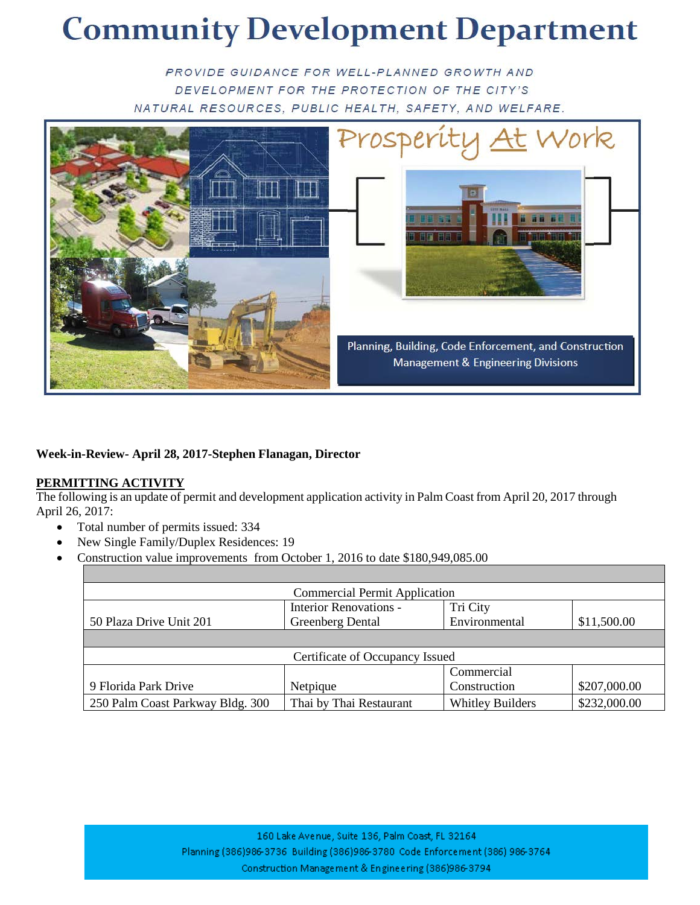# Community Development Department

*PROVIDE GUIDANCE FOR WELL-PLANNED GROWTH AND DEVELOPMENT FOR THE PROTECTION OF THE CITY'S NATURAL RESOURCES, PUBLIC HEALTH, SAFETY, AND WELFARE.*

Prosperity At Work

Planning, Building, Code Enforcement, and Construction Management & Engineering Divisions

**Week-in-Review- April 28, 2017-Stephen Flanagan, Director**

**PERMITTING ACTIVITY**

The following is an update of permit and development application activity in Palm Coast from April 20, 2017 through April 26, 2017:

- Total number of permits issued: 334
- New Single Family/Duplex Residences: 19
- Construction value improvements from October 1, 2016 to date $180,949,085.00

| | | | |
|---|---|---|---|
| Commercial Permit Application | | | |
| 50 Plaza Drive Unit 201 | Interior Renovations - Greenberg Dental | Tri City Environmental | $11,500.00 |
| | | | |
| Certificate of Occupancy Issued | | | |
| 9 Florida Park Drive | Netpique | Commercial Construction | $207,000.00 |
| 250 Palm Coast Parkway Bldg. 300 | Thai by Thai Restaurant | Whitley Builders | $232,000.00 |

160 Lake Avenue, Suite 136, Palm Coast, FL 32164
Planning (386)986-3736 Building (386)986-3780 Code Enforcement (386) 986-3764
Construction Management & Engineering (386)986-3794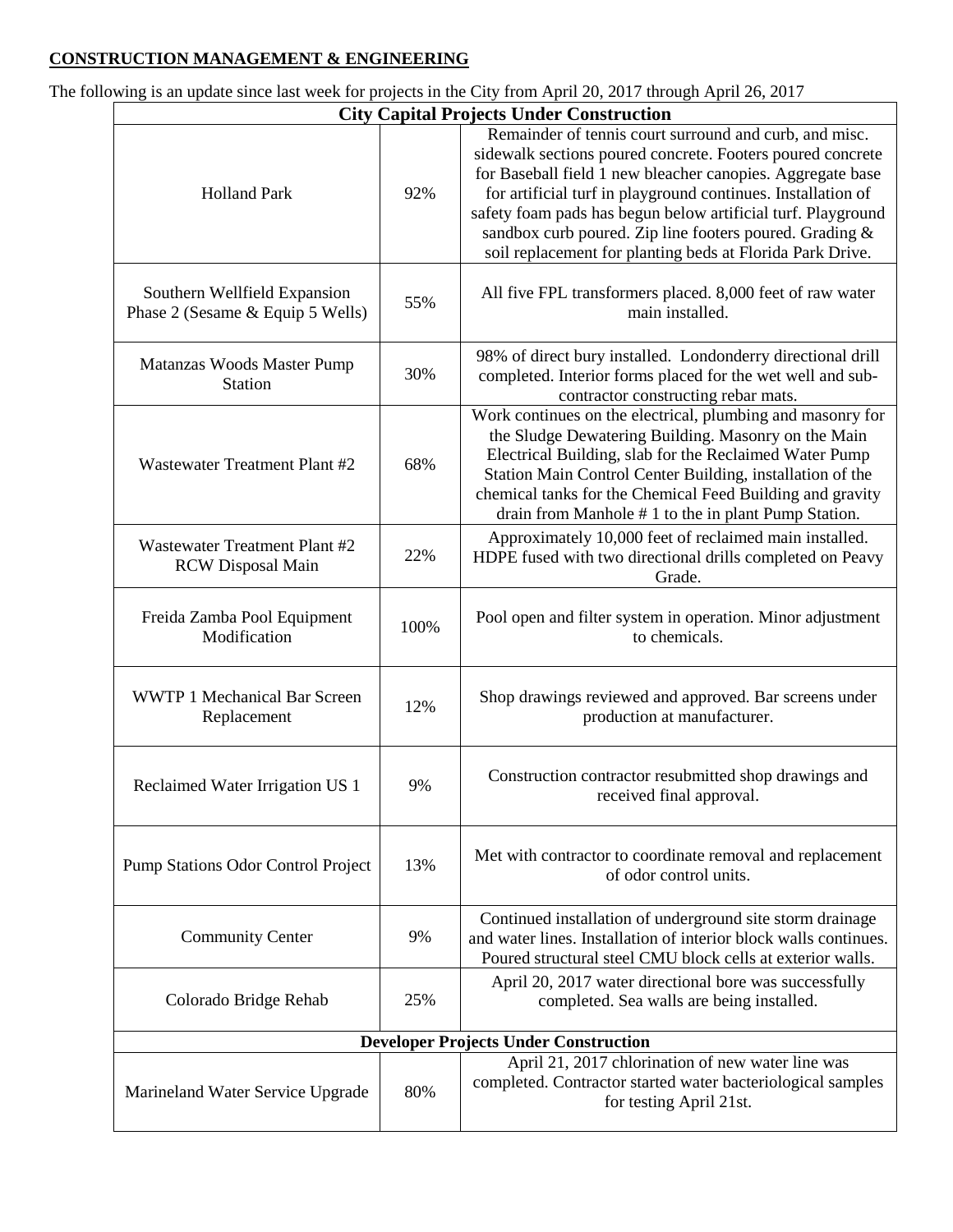**CONSTRUCTION MANAGEMENT & ENGINEERING**

The following is an update since last week for projects in the City from April 20, 2017 through April 26, 2017

| City Capital Projects Under Construction | | |
|---|---|---|
| Holland Park | 92% | Remainder of tennis court surround and curb, and misc. sidewalk sections poured concrete. Footers poured concrete for Baseball field 1 new bleacher canopies. Aggregate base for artificial turf in playground continues. Installation of safety foam pads has begun below artificial turf. Playground sandbox curb poured. Zip line footers poured. Grading & soil replacement for planting beds at Florida Park Drive. |
| Southern Wellfield Expansion Phase 2 (Sesame & Equip 5 Wells) | 55% | All five FPL transformers placed. 8,000 feet of raw water main installed. |
| Matanzas Woods Master Pump Station | 30% | 98% of direct bury installed. Londonderry directional drill completed. Interior forms placed for the wet well and sub-contractor constructing rebar mats. |
| Wastewater Treatment Plant #2 | 68% | Work continues on the electrical, plumbing and masonry for the Sludge Dewatering Building. Masonry on the Main Electrical Building, slab for the Reclaimed Water Pump Station Main Control Center Building, installation of the chemical tanks for the Chemical Feed Building and gravity drain from Manhole # 1 to the in plant Pump Station. |
| Wastewater Treatment Plant #2 RCW Disposal Main | 22% | Approximately 10,000 feet of reclaimed main installed. HDPE fused with two directional drills completed on Peavy Grade. |
| Freida Zamba Pool Equipment Modification | 100% | Pool open and filter system in operation. Minor adjustment to chemicals. |
| WWTP 1 Mechanical Bar Screen Replacement | 12% | Shop drawings reviewed and approved. Bar screens under production at manufacturer. |
| Reclaimed Water Irrigation US 1 | 9% | Construction contractor resubmitted shop drawings and received final approval. |
| Pump Stations Odor Control Project | 13% | Met with contractor to coordinate removal and replacement of odor control units. |
| Community Center | 9% | Continued installation of underground site storm drainage and water lines. Installation of interior block walls continues. Poured structural steel CMU block cells at exterior walls. |
| Colorado Bridge Rehab | 25% | April 20, 2017 water directional bore was successfully completed. Sea walls are being installed. |
| **Developer Projects Under Construction** | | |
| Marineland Water Service Upgrade | 80% | April 21, 2017 chlorination of new water line was completed. Contractor started water bacteriological samples for testing April 21st. |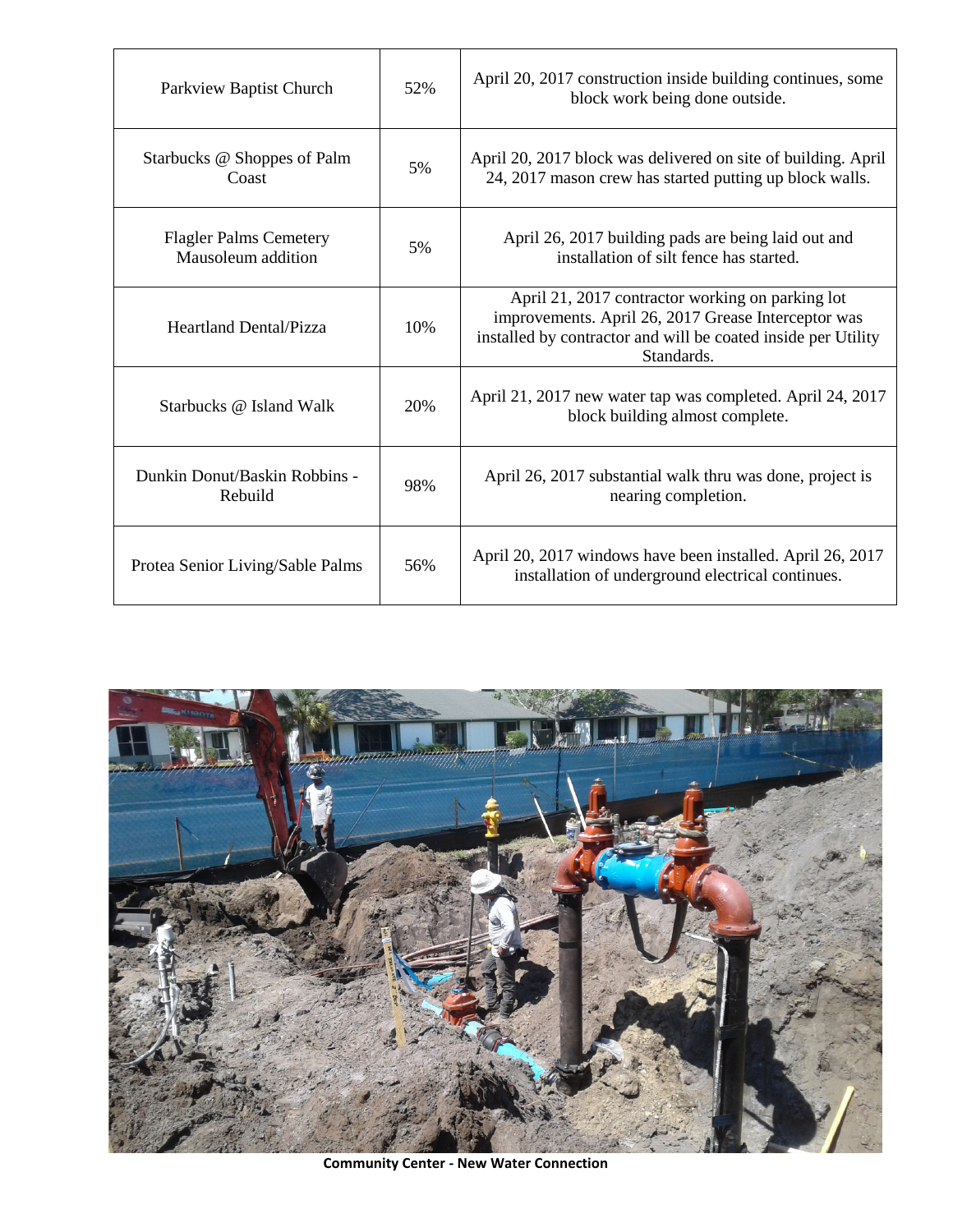| | | |
|---|---|---|
| Parkview Baptist Church | 52% | April 20, 2017 construction inside building continues, some block work being done outside. |
| Starbucks @ Shoppes of Palm Coast | 5% | April 20, 2017 block was delivered on site of building. April 24, 2017 mason crew has started putting up block walls. |
| Flagler Palms Cemetery Mausoleum addition | 5% | April 26, 2017 building pads are being laid out and installation of silt fence has started. |
| Heartland Dental/Pizza | 10% | April 21, 2017 contractor working on parking lot improvements. April 26, 2017 Grease Interceptor was installed by contractor and will be coated inside per Utility Standards. |
| Starbucks @ Island Walk | 20% | April 21, 2017 new water tap was completed. April 24, 2017 block building almost complete. |
| Dunkin Donut/Baskin Robbins - Rebuild | 98% | April 26, 2017 substantial walk thru was done, project is nearing completion. |
| Protea Senior Living/Sable Palms | 56% | April 20, 2017 windows have been installed. April 26, 2017 installation of underground electrical continues. |

**Community Center - New Water Connection**